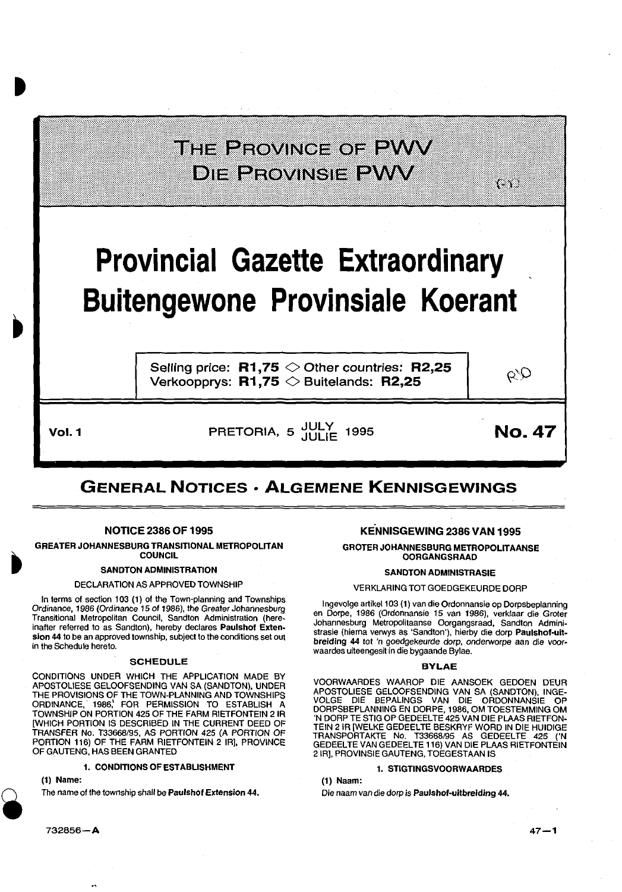# THE PROVINCE OF PWV
# DIE PROVINSIE PWV

# Provincial Gazette Extraordinary
# Buitengewone Provinsiale Koerant

Selling price: **R1,75** ◇ Other countries: **R2,25**
Verkoopprys: **R1,75** ◇ Buitelands: **R2,25**

**Vol. 1** PRETORIA, 5 JULY / JULIE 1995 **No. 47**

## GENERAL NOTICES · ALGEMENE KENNISGEWINGS

### NOTICE 2386 OF 1995

**GREATER JOHANNESBURG TRANSITIONAL METROPOLITAN COUNCIL**

**SANDTON ADMINISTRATION**

DECLARATION AS APPROVED TOWNSHIP

In terms of section 103 (1) of the Town-planning and Townships Ordinance, 1986 (Ordinance 15 of 1986), the Greater Johannesburg Transitional Metropolitan Council, Sandton Administration (hereinafter referred to as Sandton), hereby declares **Paulshof Extension 44** to be an approved township, subject to the conditions set out in the Schedule hereto.

**SCHEDULE**

CONDITIONS UNDER WHICH THE APPLICATION MADE BY APOSTOLIESE GELOOFSENDING VAN SA (SANDTON), UNDER THE PROVISIONS OF THE TOWN-PLANNING AND TOWNSHIPS ORDINANCE, 1986, FOR PERMISSION TO ESTABLISH A TOWNSHIP ON PORTION 425 OF THE FARM RIETFONTEIN 2 IR [WHICH PORTION IS DESCRIBED IN THE CURRENT DEED OF TRANSFER No. T33668/95, AS PORTION 425 (A PORTION OF PORTION 116) OF THE FARM RIETFONTEIN 2 IR], PROVINCE OF GAUTENG, HAS BEEN GRANTED

**1. CONDITIONS OF ESTABLISHMENT**

**(1) Name:**

The name of the township shall be **Paulshof Extension 44.**

### KENNISGEWING 2386 VAN 1995

**GROTER JOHANNESBURG METROPOLITAANSE OORGANGSRAAD**

**SANDTON ADMINISTRASIE**

VERKLARING TOT GOEDGEKEURDE DORP

Ingevolge artikel 103 (1) van die Ordonnansie op Dorpsbeplanning en Dorpe, 1986 (Ordonnansie 15 van 1986), verklaar die Groter Johannesburg Metropolitaanse Oorgangsraad, Sandton Administrasie (hierna verwys as 'Sandton'), hierby die dorp **Paulshof-uitbreiding 44** tot 'n goedgekeurde dorp, onderworpe aan die voorwaardes uiteengesit in die bygaande Bylae.

**BYLAE**

VOORWAARDES WAAROP DIE AANSOEK GEDOEN DEUR APOSTOLIESE GELOOFSENDING VAN SA (SANDTON), INGEVOLGE DIE BEPALINGS VAN DIE ORDONNANSIE OP DORPSBEPLANNING EN DORPE, 1986, OM TOESTEMMING OM 'N DORP TE STIG OP GEDEELTE 425 VAN DIE PLAAS RIETFONTEIN 2 IR [WELKE GEDEELTE BESKRYF WORD IN DIE HUIDIGE TRANSPORTAKTE No. T33668/95 AS GEDEELTE 425 ('N GEDEELTE VAN GEDEELTE 116) VAN DIE PLAAS RIETFONTEIN 2 IR], PROVINSIE GAUTENG, TOEGESTAAN IS

**1. STIGTINGSVOORWAARDES**

**(1) Naam:**

Die naam van die dorp is **Paulshof-uitbreiding 44.**

732856—A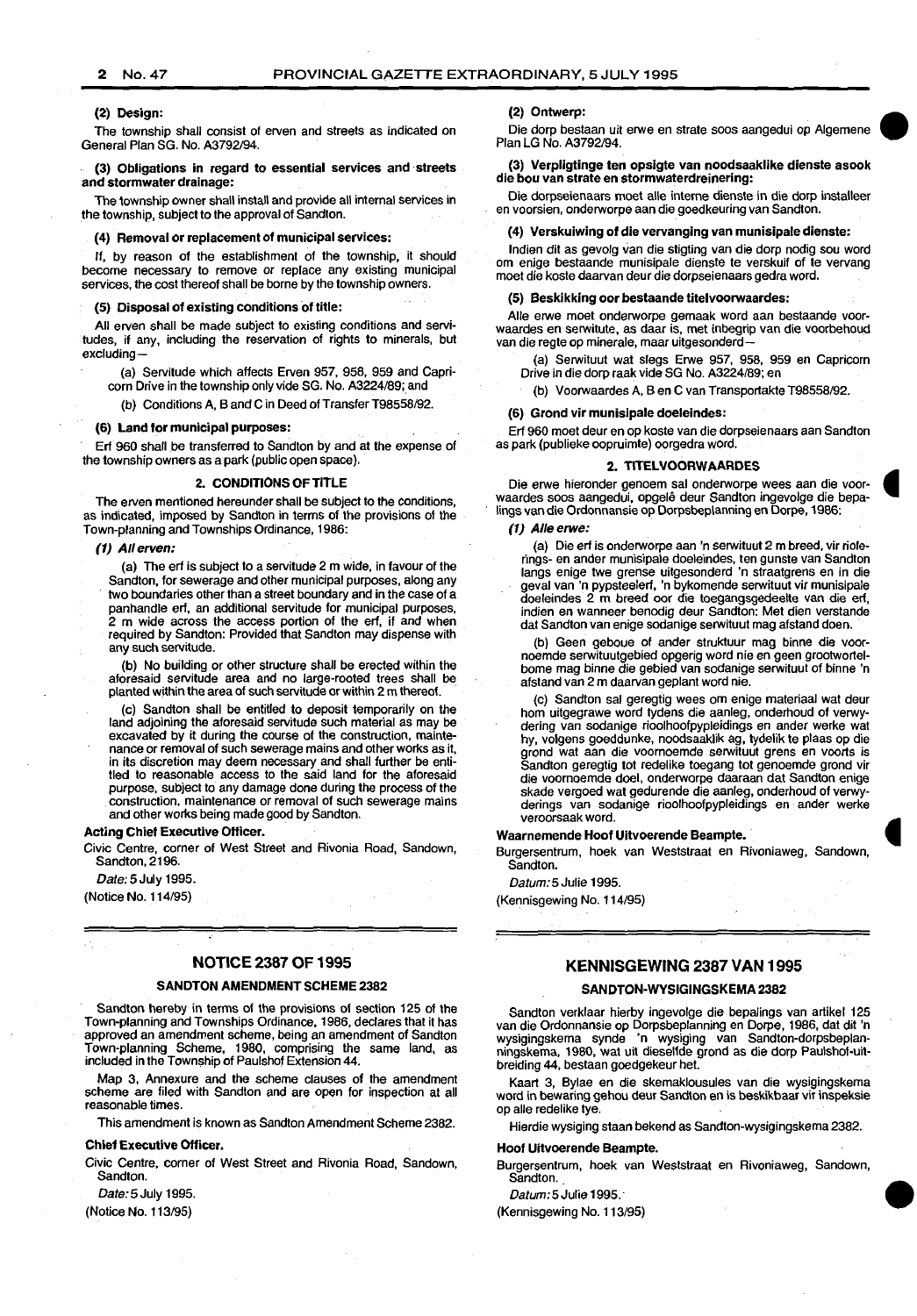**(2) Design:**

The township shall consist of erven and streets as indicated on General Plan SG. No. A3792/94.

**(3) Obligations in regard to essential services and streets and stormwater drainage:**

The township owner shall install and provide all internal services in the township, subject to the approval of Sandton.

**(4) Removal or replacement of municipal services:**

If, by reason of the establishment of the township, it should become necessary to remove or replace any existing municipal services, the cost thereof shall be borne by the township owners.

**(5) Disposal of existing conditions of title:**

All erven shall be made subject to existing conditions and servitudes, if any, including the reservation of rights to minerals, but excluding—

(a) Servitude which affects Erven 957, 958, 959 and Capricorn Drive in the township only vide SG. No. A3224/89; and

(b) Conditions A, B and C in Deed of Transfer T98558/92.

**(6) Land for municipal purposes:**

Erf 960 shall be transferred to Sandton by and at the expense of the township owners as a park (public open space).

## 2. CONDITIONS OF TITLE

The erven mentioned hereunder shall be subject to the conditions, as indicated, imposed by Sandton in terms of the provisions of the Town-planning and Townships Ordinance, 1986:

***(1) All erven:***

(a) The erf is subject to a servitude 2 m wide, in favour of the Sandton, for sewerage and other municipal purposes, along any two boundaries other than a street boundary and in the case of a panhandle erf, an additional servitude for municipal purposes, 2 m wide across the access portion of the erf, if and when required by Sandton: Provided that Sandton may dispense with any such servitude.

(b) No building or other structure shall be erected within the aforesaid servitude area and no large-rooted trees shall be planted within the area of such servitude or within 2 m thereof.

(c) Sandton shall be entitled to deposit temporarily on the land adjoining the aforesaid servitude such material as may be excavated by it during the course of the construction, maintenance or removal of such sewerage mains and other works as it, in its discretion may deem necessary and shall further be entitled to reasonable access to the said land for the aforesaid purpose, subject to any damage done during the process of the construction, maintenance or removal of such sewerage mains and other works being made good by Sandton.

**Acting Chief Executive Officer.**

Civic Centre, corner of West Street and Rivonia Road, Sandown, Sandton, 2196.

*Date:* 5 July 1995.

(Notice No. 114/95)

**(2) Ontwerp:**

Die dorp bestaan uit erwe en strate soos aangedui op Algemene Plan LG No. A3792/94.

**(3) Verpligtinge ten opsigte van noodsaaklike dienste asook die bou van strate en stormwaterdreinering:**

Die dorpseienaars moet alle interne dienste in die dorp installeer en voorsien, onderworpe aan die goedkeuring van Sandton.

**(4) Verskuiwing of die vervanging van munisipale dienste:**

Indien dit as gevolg van die stigting van die dorp nodig sou word om enige bestaande munisipale dienste te verskuif of te vervang moet die koste daarvan deur die dorpseienaars gedra word.

**(5) Beskikking oor bestaande titelvoorwaardes:**

Alle erwe moet onderworpe gemaak word aan bestaande voorwaardes en serwitute, as daar is, met inbegrip van die voorbehoud van die regte op minerale, maar uitgesonderd—

(a) Serwituut wat slegs Erwe 957, 958, 959 en Capricorn Drive in die dorp raak vide SG No. A3224/89; en

(b) Voorwaardes A, B en C van Transportakte T98558/92.

**(6) Grond vir munisipale doeleindes:**

Erf 960 moet deur en op koste van die dorpseienaars aan Sandton as park (publieke oopruimte) oorgedra word.

## 2. TITELVOORWAARDES

Die erwe hieronder genoem sal onderworpe wees aan die voorwaardes soos aangedui, opgelê deur Sandton ingevolge die bepalings van die Ordonnansie op Dorpsbeplanning en Dorpe, 1986:

***(1) Alle erwe:***

(a) Die erf is onderworpe aan 'n serwituut 2 m breed, vir rioolerings- en ander munisipale doeleindes, ten gunste van Sandton langs enige twee grense uitgesonderd 'n straatgrens en in die geval van 'n pypsteelerf, 'n bykomende serwituut vir munisipale doeleindes 2 m breed oor die toegangsgedeelte van die erf, indien en wanneer benodig deur Sandton: Met dien verstande dat Sandton van enige sodanige serwituut mag afstand doen.

(b) Geen geboue of ander struktuur mag binne die voornoemde serwituutgebied opgerig word nie en geen grootwortelbome mag binne die gebied van sodanige serwituut of binne 'n afstand van 2 m daarvan geplant word nie.

(c) Sandton sal geregtig wees om enige materiaal wat deur hom uitgegrawe word tydens die aanleg, onderhoud of verwydering van sodanige rioolhoofpypleidings en ander werke wat hy, volgens goeddunke, noodsaaklik ag, tydelik te plaas op die grond wat aan die voornoemde serwituut grens en voorts is Sandton geregtig tot redelike toegang tot genoemde grond vir die voornoemde doel, onderworpe daaraan dat Sandton enige skade vergoed wat gedurende die aanleg, onderhoud of verwyderings van sodanige rioolhoofpypleidings en ander werke veroorsaak word.

**Waarnemende Hoof Uitvoerende Beampte.**

Burgersentrum, hoek van Weststraat en Rivoniaweg, Sandown, Sandton.

*Datum:* 5 Julie 1995.

(Kennisgewing No. 114/95)

---

## NOTICE 2387 OF 1995

### SANDTON AMENDMENT SCHEME 2382

Sandton hereby in terms of the provisions of section 125 of the Town-planning and Townships Ordinance, 1986, declares that it has approved an amendment scheme, being an amendment of Sandton Town-planning Scheme, 1980, comprising the same land, as included in the Township of Paulshof Extension 44.

Map 3, Annexure and the scheme clauses of the amendment scheme are filed with Sandton and are open for inspection at all reasonable times.

This amendment is known as Sandton Amendment Scheme 2382.

**Chief Executive Officer.**

Civic Centre, corner of West Street and Rivonia Road, Sandown, Sandton.

*Date:* 5 July 1995.

(Notice No. 113/95)

## KENNISGEWING 2387 VAN 1995

### SANDTON-WYSIGINGSKEMA 2382

Sandton verklaar hierby ingevolge die bepalings van artikel 125 van die Ordonnansie op Dorpsbeplanning en Dorpe, 1986, dat dit 'n wysigingskema synde 'n wysiging van Sandton-dorpsbeplanningskema, 1980, wat uit dieselfde grond as die dorp Paulshof-uitbreiding 44, bestaan goedgekeur het.

Kaart 3, Bylae en die skemaklousules van die wysigingskema word in bewaring gehou deur Sandton en is beskikbaar vir inspeksie op alle redelike tye.

Hierdie wysiging staan bekend as Sandton-wysigingskema 2382.

**Hoof Uitvoerende Beampte.**

Burgersentrum, hoek van Weststraat en Rivoniaweg, Sandown, Sandton.

*Datum:* 5 Julie 1995.

(Kennisgewing No. 113/95)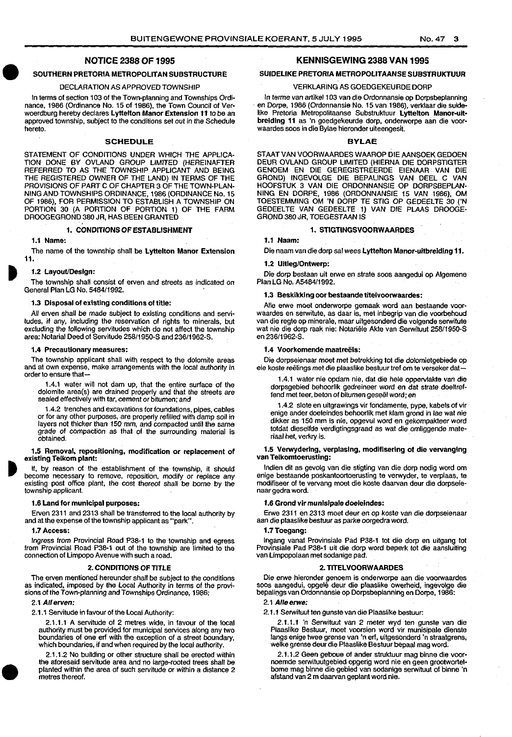## NOTICE 2388 OF 1995

### SOUTHERN PRETORIA METROPOLITAN SUBSTRUCTURE

DECLARATION AS APPROVED TOWNSHIP

In terms of section 103 of the Town-planning and Townships Ordinance, 1986 (Ordinance No. 15 of 1986), the Town Council of Verwoerdburg hereby declares **Lyttelton Manor Extension 11** to be an approved township, subject to the conditions set out in the Schedule hereto.

### SCHEDULE

STATEMENT OF CONDITIONS UNDER WHICH THE APPLICATION DONE BY OVLAND GROUP LIMITED (HEREINAFTER REFERRED TO AS THE TOWNSHIP APPLICANT AND BEING THE REGISTERED OWNER OF THE LAND) IN TERMS OF THE PROVISIONS OF PART C OF CHAPTER 3 OF THE TOWN-PLANNING AND TOWNSHIPS ORDINANCE, 1986 (ORDINANCE No. 15 OF 1986), FOR PERMISSION TO ESTABLISH A TOWNSHIP ON PORTION 30 (A PORTION OF PORTION 1) OF THE FARM DROOGEGROND 380 JR, HAS BEEN GRANTED

#### 1. CONDITIONS OF ESTABLISHMENT

**1.1 Name:**

The name of the township shall be **Lyttelton Manor Extension 11.**

**1.2 Layout/Design:**

The township shall consist of erven and streets as indicated on General Plan LG No. 5484/1992.

**1.3 Disposal of existing conditions of title:**

All erven shall be made subject to existing conditions and servitudes, if any, including the reservation of rights to minerals, but excluding the following servitudes which do not affect the township area: Notarial Deed of Servitude 258/1950-S and 236/1962-S.

**1.4 Precautionary measures:**

The township applicant shall with respect to the dolomite areas and at own expense, make arrangements with the local authority in order to ensure that—

1.4.1 water will not dam up, that the entire surface of the dolomite area(s) are drained properly and that the streets are sealed effectively with tar, cement or bitumen; and

1.4.2 trenches and excavations for foundations, pipes, cables or for any other purposes, are properly refilled with damp soil in layers not thicker than 150 mm, and compacted until the same grade of compaction as that of the surrounding material is obtained.

**1.5 Removal, repositioning, modification or replacement of existing Telkom plant:**

If, by reason of the establishment of the township, it should become necessary to remove, reposition, modify or replace any existing post office plant, the cost thereof shall be borne by the township applicant.

**1.6 Land for municipal purposes:**

Erven 2311 and 2313 shall be transferred to the local authority by and at the expense of the township applicant as "park".

**1.7 Access:**

Ingress from Provincial Road P38-1 to the township and egress from Provincial Road P38-1 out of the township are limited to the connection of Limpopo Avenue with such a road.

#### 2. CONDITIONS OF TITLE

The erven mentioned hereunder shall be subject to the conditions as indicated, imposed by the Local Authority in terms of the provisions of the Town-planning and Townships Ordinance, 1986:

***2.1 All erven:***

2.1.1 Servitude in favour of the Local Authority:

2.1.1.1 A servitude of 2 metres wide, in favour of the local authority must be provided for municipal services along any two boundaries of one erf with the exception of a street boundary, which boundaries, if and when required by the local authority.

2.1.1.2 No building or other structure shall be erected within the aforesaid servitude area and no large-rooted trees shall be planted within the area of such servitude or within a distance 2 metres thereof.

## KENNISGEWING 2388 VAN 1995

### SUIDELIKE PRETORIA METROPOLITAANSE SUBSTRUKTUUR

VERKLARING AS GOEDGEKEURDE DORP

In terme van artikel 103 van die Ordonnansie op Dorpsbeplanning en Dorpe, 1986 (Ordonnansie No. 15 van 1986), verklaar die suidelike Pretoria Metropolitaanse Substruktuur **Lyttelton Manor-uitbreiding 11** as 'n goedgekeurde dorp, onderworpe aan die voorwaardes soos in die Bylae hieronder uiteengesit.

### BYLAE

STAAT VAN VOORWAARDES WAAROP DIE AANSOEK GEDOEN DEUR OVLAND GROUP LIMITED (HIERNA DIE DORPSTIGTER GENOEM EN DIE GEREGISTREERDE EIENAAR VAN DIE GROND) INGEVOLGE DIE BEPALINGS VAN DEEL C VAN HOOFSTUK 3 VAN DIE ORDONNANSIE OP DORPSBEPLANNING EN DORPE, 1986 (ORDONNANSIE 15 VAN 1986), OM TOESTEMMING OM 'N DORP TE STIG OP GEDEELTE 30 ('N GEDEELTE VAN GEDEELTE 1) VAN DIE PLAAS DROOGEGROND 380 JR, TOEGESTAAN IS

#### 1. STIGTINGSVOORWAARDES

***1.1 Naam:***

Die naam van die dorp sal wees **Lyttelton Manor-uitbreiding 11.**

**1.2 Uitleg/Ontwerp:**

Die dorp bestaan uit erwe en strate soos aangedui op Algemene Plan LG No. A5484/1992.

**1.3 Beskikking oor bestaande titelvoorwaardes:**

Alle erwe moet onderworpe gemaak word aan bestaande voorwaardes en serwitute, as daar is, met inbegrip van die voorbehoud van die regte op minerale, maar uitgesonderd die volgende serwitute wat nie die dorp raak nie: Notariële Akte van Serwituut 258/1950-S en 236/1962-S.

**1.4 Voorkomende maatreëls:**

Die dorpseienaar moet met betrekking tot die dolomietgebiede op eie koste reëlings met die plaaslike bestuur tref om te verseker dat—

1.4.1 water nie opdam nie, dat die hele oppervlakte van die dorpsgebied behoorlik gedreineer word en dat strate doeltreffend met teer, beton of bitumen geseël word; en

1.4.2 slote en uitgrawings vir fondamente, pype, kabels of vir enige ander doeleindes behoorlik met klam grond in lae wat nie dikker as 150 mm is nie, opgevul word en gekompakteer word totdat dieselfde verdigtingsgraad as wat die omliggende materiaal het, verkry is.

**1.5 Verwydering, verplasing, modifisering of die vervanging van Telkomtoerusting:**

Indien dit as gevolg van die stigting van die dorp nodig word om enige bestaande poskantoortoerusting te verwyder, te verplaas, te modifiseer of te vervang moet die koste daarvan deur die dorpseienaar gedra word.

**1.6 Grond vir munisipale doeleindes:**

Erwe 2311 en 2313 moet deur en op koste van die dorpseienaar aan die plaaslike bestuur as parke oorgedra word.

**1.7 Toegang:**

Ingang vanaf Provinsiale Pad P38-1 tot die dorp en uitgang tot Provinsiale Pad P38-1 uit die dorp word beperk tot die aansluiting van Limpopolaan met sodanige pad.

#### 2. TITELVOORWAARDES

Die erwe hieronder genoem is onderworpe aan die voorwaardes soos aangedui, opgelê deur die plaaslike owerheid, ingevolge die bepalings van Ordonnansie op Dorpsbeplanning en Dorpe, 1986:

***2.1 Alle erwe:***

2.1.1 Serwituut ten gunste van die Plaaslike bestuur:

2.1.1.1 'n Serwituut van 2 meter wyd ten gunste van die Plaaslike Bestuur, moet voorsien word vir munisipale dienste langs enige twee grense van 'n erf, uitgesonderd 'n straatgrens, welke grense deur die Plaaslike Bestuur bepaal mag word.

2.1.1.2 Geen geboue of ander struktuur mag binne die voornoemde serwituutgebied opgerig word nie en geen grootwortelbome mag binne die gebied van sodanige serwituut of binne 'n afstand van 2 m daarvan geplant word nie.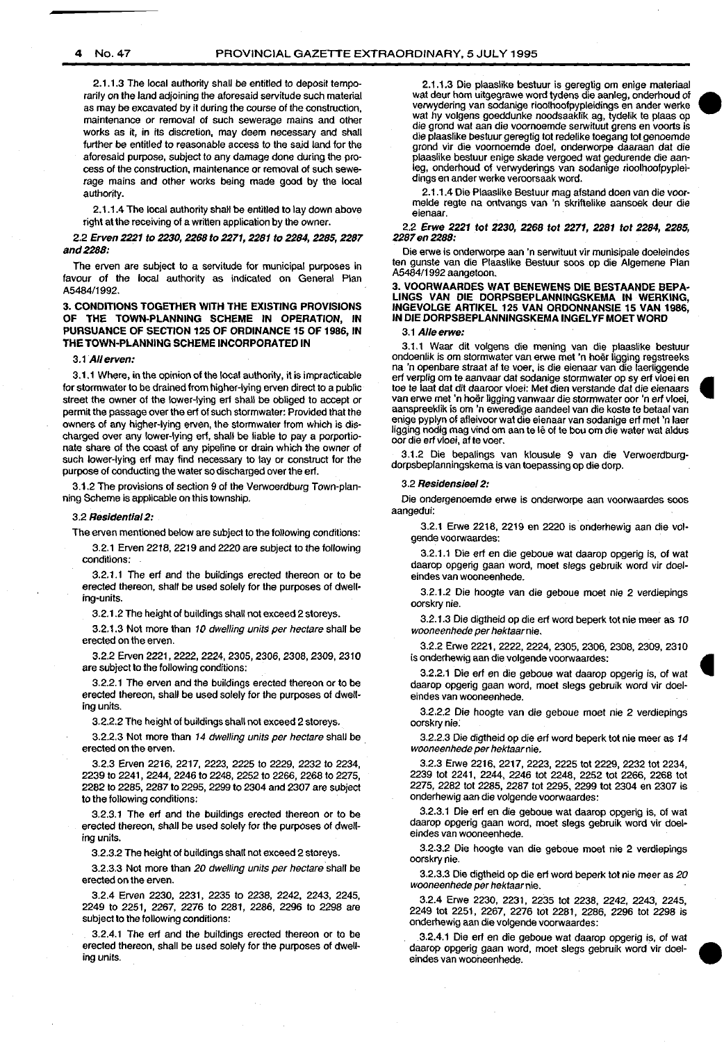2.1.1.3 The local authority shall be entitled to deposit temporarily on the land adjoining the aforesaid servitude such material as may be excavated by it during the course of the construction, maintenance or removal of such sewerage mains and other works as it, in its discretion, may deem necessary and shall further be entitled to reasonable access to the said land for the aforesaid purpose, subject to any damage done during the process of the construction, maintenance or removal of such sewerage mains and other works being made good by the local authority.

2.1.1.4 The local authority shall be entitled to lay down above right at the receiving of a written application by the owner.

*2.2 Erven 2221 to 2230, 2268 to 2271, 2281 to 2284, 2285, 2287 and 2288:*

The erven are subject to a servitude for municipal purposes in favour of the local authority as indicated on General Plan A5484/1992.

**3. CONDITIONS TOGETHER WITH THE EXISTING PROVISIONS OF THE TOWN-PLANNING SCHEME IN OPERATION, IN PURSUANCE OF SECTION 125 OF ORDINANCE 15 OF 1986, IN THE TOWN-PLANNING SCHEME INCORPORATED IN**

*3.1 All erven:*

3.1.1 Where, in the opinion of the local authority, it is impracticable for stormwater to be drained from higher-lying erven direct to a public street the owner of the lower-lying erf shall be obliged to accept or permit the passage over the erf of such stormwater: Provided that the owners of any higher-lying erven, the stormwater from which is discharged over any lower-lying erf, shall be liable to pay a porportionate share of the coast of any pipeline or drain which the owner of such lower-lying erf may find necessary to lay or construct for the purpose of conducting the water so discharged over the erf.

3.1.2 The provisions of section 9 of the Verwoerdburg Town-planning Scheme is applicable on this township.

*3.2 Residential 2:*

The erven mentioned below are subject to the following conditions:

3.2.1 Erven 2218, 2219 and 2220 are subject to the following conditions:

3.2.1.1 The erf and the buildings erected thereon or to be erected thereon, shall be used solely for the purposes of dwelling-units.

3.2.1.2 The height of buildings shall not exceed 2 storeys.

3.2.1.3 Not more than *10 dwelling units per hectare* shall be erected on the erven.

3.2.2 Erven 2221, 2222, 2224, 2305, 2306, 2308, 2309, 2310 are subject to the following conditions:

3.2.2.1 The erven and the buildings erected thereon or to be erected thereon, shall be used solely for the purposes of dwelling units.

3.2.2.2 The height of buildings shall not exceed 2 storeys.

3.2.2.3 Not more than *14 dwelling units per hectare* shall be erected on the erven.

3.2.3 Erven 2216, 2217, 2223, 2225 to 2229, 2232 to 2234, 2239 to 2241, 2244, 2246 to 2248, 2252 to 2266, 2268 to 2275, 2282 to 2285, 2287 to 2295, 2299 to 2304 and 2307 are subject to the following conditions:

3.2.3.1 The erf and the buildings erected thereon or to be erected thereon, shall be used solely for the purposes of dwelling units.

3.2.3.2 The height of buildings shall not exceed 2 storeys.

3.2.3.3 Not more than *20 dwelling units per hectare* shall be erected on the erven.

3.2.4 Erven 2230, 2231, 2235 to 2238, 2242, 2243, 2245, 2249 to 2251, 2267, 2276 to 2281, 2286, 2296 to 2298 are subject to the following conditions:

3.2.4.1 The erf and the buildings erected thereon or to be erected thereon, shall be used solely for the purposes of dwelling units.

2.1.1.3 Die plaaslike bestuur is geregtig om enige materiaal wat deur hom uitgegrawe word tydens die aanleg, onderhoud of verwydering van sodanige rioolhoofpypleidings en ander werke wat hy volgens goeddunke noodsaaklik ag, tydelik te plaas op die grond wat aan die voornoemde serwituut grens en voorts is die plaaslike bestuur geregtig tot redelike toegang tot genoemde grond vir die voornoemde doel, onderworpe daaraan dat die plaaslike bestuur enige skade vergoed wat gedurende die aanleg, onderhoud of verwyderings van sodanige rioolhoofpypleidings en ander werke veroorsaak word.

2.1.1.4 Die Plaaslike Bestuur mag afstand doen van die voormelde regte na ontvangs van 'n skriftelike aansoek deur die eienaar.

*2.2 Erwe 2221 tot 2230, 2268 tot 2271, 2281 tot 2284, 2285, 2287 en 2288:*

Die erwe is onderworpe aan 'n serwituut vir munisipale doeleindes ten gunste van die Plaaslike Bestuur soos op die Algemene Plan A5484/1992 aangetoon.

**3. VOORWAARDES WAT BENEWENS DIE BESTAANDE BEPALINGS VAN DIE DORPSBEPLANNINGSKEMA IN WERKING, INGEVOLGE ARTIKEL 125 VAN ORDONNANSIE 15 VAN 1986, IN DIE DORPSBEPLANNINGSKEMA INGELYF MOET WORD**

*3.1 Alle erwe:*

3.1.1 Waar dit volgens die mening van die plaaslike bestuur ondoenlik is om stormwater van erwe met 'n hoër ligging regstreeks na 'n openbare straat af te voer, is die eienaar van die laerliggende erf verplig om te aanvaar dat sodanige stormwater op sy erf vloei en toe te laat dat dit daaroor vloei: Met dien verstande dat die eienaars van erwe met 'n hoër ligging vanwaar die stormwater oor 'n erf vloei, aanspreeklik is om 'n eweredige aandeel van die koste te betaal van enige pyplyn of afleivoor wat die eienaar van sodanige erf met 'n laer ligging nodig mag vind om aan te lê of te bou om die water wat aldus oor die erf vloei, af te voer.

3.1.2 Die bepalings van klousule 9 van die Verwoerdburg-dorpsbeplanningskema is van toepassing op die dorp.

*3.2 Residensieel 2:*

Die ondergenoemde erwe is onderworpe aan voorwaardes soos aangedui:

3.2.1 Erwe 2218, 2219 en 2220 is onderhewig aan die volgende voorwaardes:

3.2.1.1 Die erf en die geboue wat daarop opgerig is, of wat daarop opgerig gaan word, moet slegs gebruik word vir doeleindes van wooneenhede.

3.2.1.2 Die hoogte van die geboue moet nie 2 verdiepings oorskry nie.

3.2.1.3 Die digtheid op die erf word beperk tot nie meer as *10 wooneenhede per hektaar* nie.

3.2.2 Erwe 2221, 2222, 2224, 2305, 2306, 2308, 2309, 2310 is onderhewig aan die volgende voorwaardes:

3.2.2.1 Die erf en die geboue wat daarop opgerig is, of wat daarop opgerig gaan word, moet slegs gebruik word vir doeleindes van wooneenhede.

3.2.2.2 Die hoogte van die geboue moet nie 2 verdiepings oorskry nie.

3.2.2.3 Die digtheid op die erf word beperk tot nie meer as *14 wooneenhede per hektaar* nie.

3.2.3 Erwe 2216, 2217, 2223, 2225 tot 2229, 2232 tot 2234, 2239 tot 2241, 2244, 2246 tot 2248, 2252 tot 2266, 2268 tot 2275, 2282 tot 2285, 2287 tot 2295, 2299 tot 2304 en 2307 is onderhewig aan die volgende voorwaardes:

3.2.3.1 Die erf en die geboue wat daarop opgerig is, of wat daarop opgerig gaan word, moet slegs gebruik word vir doeleindes van wooneenhede.

3.2.3.2 Die hoogte van die geboue moet nie 2 verdiepings oorskry nie.

3.2.3.3 Die digtheid op die erf word beperk tot nie meer as *20 wooneenhede per hektaar* nie.

3.2.4 Erwe 2230, 2231, 2235 tot 2238, 2242, 2243, 2245, 2249 tot 2251, 2267, 2276 tot 2281, 2286, 2296 tot 2298 is onderhewig aan die volgende voorwaardes:

3.2.4.1 Die erf en die geboue wat daarop opgerig is, of wat daarop opgerig gaan word, moet slegs gebruik word vir doeleindes van wooneenhede.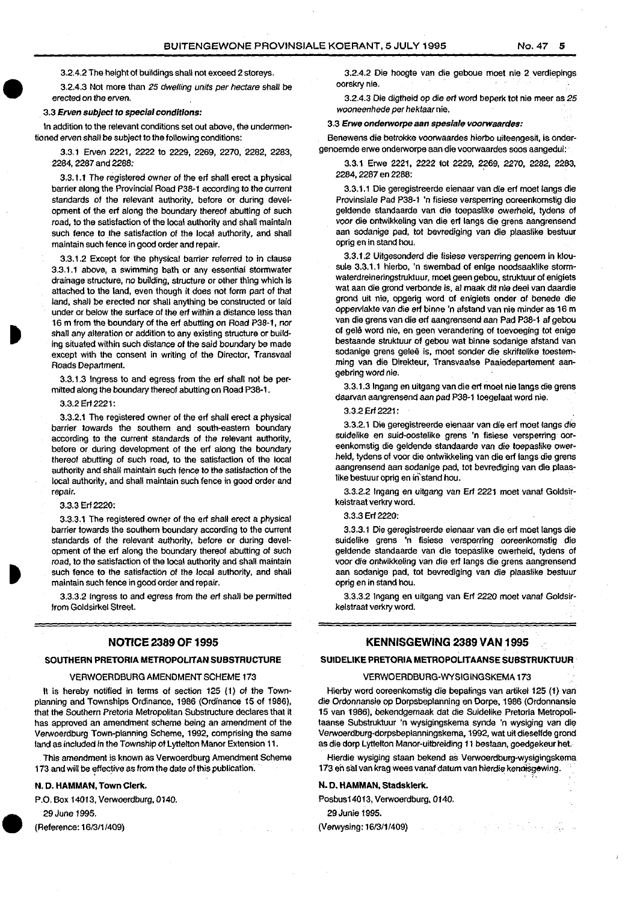3.2.4.2 The height of buildings shall not exceed 2 storeys.

3.2.4.3 Not more than *25 dwelling units per hectare* shall be erected on the erven.

### 3.3 *Erven subject to special conditions:*

In addition to the relevant conditions set out above, the undermentioned erven shall be subject to the following conditions:

3.3.1 Erven 2221, 2222 to 2229, 2269, 2270, 2282, 2283, 2284, 2287 and 2288:

3.3.1.1 The registered owner of the erf shall erect a physical barrier along the Provincial Road P38-1 according to the current standards of the relevant authority, before or during development of the erf along the boundary thereof abutting of such road, to the satisfaction of the local authority and shall maintain such fence to the satisfaction of the local authority, and shall maintain such fence in good order and repair.

3.3.1.2 Except for the physical barrier referred to in clause 3.3.1.1 above, a swimming bath or any essential stormwater drainage structure, no building, structure or other thing which is attached to the land, even though it does not form part of that land, shall be erected nor shall anything be constructed or laid under or below the surface of the erf within a distance less than 16 m from the boundary of the erf abutting on Road P38-1, nor shall any alteration or addition to any existing structure or building situated within such distance of the said boundary be made except with the consent in writing of the Director, Transvaal Roads Department.

3.3.1.3 Ingress to and egress from the erf shall not be permitted along the boundary thereof abutting on Road P38-1.

3.3.2 Erf 2221:

3.3.2.1 The registered owner of the erf shall erect a physical barrier towards the southern and south-eastern boundary according to the current standards of the relevant authority, before or during development of the erf along the boundary thereof abutting of such road, to the satisfaction of the local authority and shall maintain such fence to the satisfaction of the local authority, and shall maintain such fence in good order and repair.

3.3.3 Erf 2220:

3.3.3.1 The registered owner of the erf shall erect a physical barrier towards the southern boundary according to the current standards of the relevant authority, before or during development of the erf along the boundary thereof abutting of such road, to the satisfaction of the local authority and shall maintain such fence to the satisfaction of the local authority, and shall maintain such fence in good order and repair.

3.3.3.2 Ingress to and egress from the erf shall be permitted from Goldsirkel Street.

3.2.4.2 Die hoogte van die geboue moet nie 2 verdiepings oorskry nie.

3.2.4.3 Die digtheid op die erf word beperk tot nie meer as *25 wooneenhede per hektaar* nie.

### 3.3 *Erwe onderworpe aan spesiale voorwaardes:*

Benewens die betrokke voorwaardes hierbo uiteengesit, is ondergenoemde erwe onderworpe aan die voorwaardes soos aangedui:

3.3.1 Erwe 2221, 2222 tot 2229, 2269, 2270, 2282, 2283, 2284, 2287 en 2288:

3.3.1.1 Die geregistreerde eienaar van die erf moet langs die Provinsiale Pad P38-1 'n fisiese versperring ooreenkomstig die geldende standaarde van die toepaslike owerheid, tydens of voor die ontwikkeling van die erf langs die grens aangrensend aan sodanige pad, tot bevrediging van die plaaslike bestuur oprig en in stand hou.

3.3.1.2 Uitgesonderd die fisiese versperring genoem in klousule 3.3.1.1 hierbo, 'n swembad of enige noodsaaklike stormwaterdreineringstruktuur, moet geen gebou, struktuur of enigiets wat aan die grond verbonde is, al maak dit nie deel van daardie grond uit nie, opgerig word of enigiets onder of benede die oppervlakte van die erf binne 'n afstand van nie minder as 16 m van die grens van die erf aangrensend aan Pad P38-1 af gebou of gelê word nie, en geen verandering of toevoeging tot enige bestaande struktuur of gebou wat binne sodanige afstand van sodanige grens geleë is, moet sonder die skriftelike toestemming van die Direkteur, Transvaalse Paaiedepartement aangebring word nie.

3.3.1.3 Ingang en uitgang van die erf moet nie langs die grens daarvan aangrensend aan pad P38-1 toegelaat word nie.

3.3.2 Erf 2221:

3.3.2.1 Die geregistreerde eienaar van die erf moet langs die suidelike en suid-oostelike grens 'n fisiese versperring ooreenkomstig die geldende standaarde van die toepaslike owerheid, tydens of voor die ontwikkeling van die erf langs die grens aangrensend aan sodanige pad, tot bevrediging van die plaaslike bestuur oprig en in stand hou.

3.3.2.2 Ingang en uitgang van Erf 2221 moet vanaf Goldsirkelstraat verkry word.

3.3.3 Erf 2220:

3.3.3.1 Die geregistreerde eienaar van die erf moet langs die suidelike grens 'n fisiese versperring ooreenkomstig die geldende standaarde van die toepaslike owerheid, tydens of voor die ontwikkeling van die erf langs die grens aangrensend aan sodanige pad, tot bevrediging van die plaaslike bestuur oprig en in stand hou.

3.3.3.2 Ingang en uitgang van Erf 2220 moet vanaf Goldsirkelstraat verkry word.

---

## NOTICE 2389 OF 1995

### SOUTHERN PRETORIA METROPOLITAN SUBSTRUCTURE

VERWOERDBURG AMENDMENT SCHEME 173

It is hereby notified in terms of section 125 (1) of the Town-planning and Townships Ordinance, 1986 (Ordinance 15 of 1986), that the Southern Pretoria Metropolitan Substructure declares that it has approved an amendment scheme being an amendment of the Verwoerdburg Town-planning Scheme, 1992, comprising the same land as included in the Township of Lyttelton Manor Extension 11.

This amendment is known as Verwoerdburg Amendment Scheme 173 and will be effective as from the date of this publication.

**N. D. HAMMAN, Town Clerk.**

P.O. Box 14013, Verwoerdburg, 0140.

29 June 1995.

(Reference: 16/3/1/409)

## KENNISGEWING 2389 VAN 1995

### SUIDELIKE PRETORIA METROPOLITAANSE SUBSTRUKTUUR

VERWOERDBURG-WYSIGINGSKEMA 173

Hierby word ooreenkomstig die bepalings van artikel 125 (1) van die Ordonnansie op Dorpsbeplanning en Dorpe, 1986 (Ordonnansie 15 van 1986), bekendgemaak dat die Suidelike Pretoria Metropolitaanse Substruktuur 'n wysigingskema synde 'n wysiging van die Verwoerdburg-dorpsbeplanningskema, 1992, wat uit dieselfde grond as die dorp Lyttelton Manor-uitbreiding 11 bestaan, goedgekeur het.

Hierdie wysiging staan bekend as Verwoerdburg-wysigingskema 173 en sal van krag wees vanaf datum van hierdie kennisgewing.

**N. D. HAMMAN, Stadsklerk.**

Posbus 14013, Verwoerdburg, 0140.

29 Junie 1995.

(Verwysing: 16/3/1/409)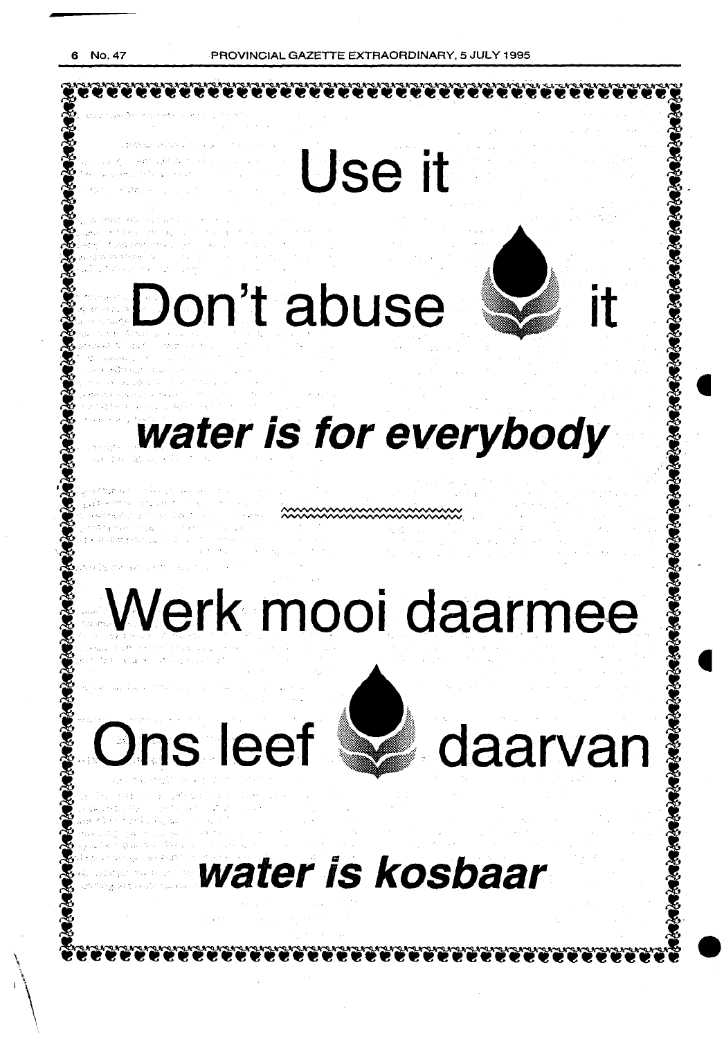# Use it

# Don't abuse it

***water is for everybody***

---

# Werk mooi daarmee

# Ons leef daarvan

***water is kosbaar***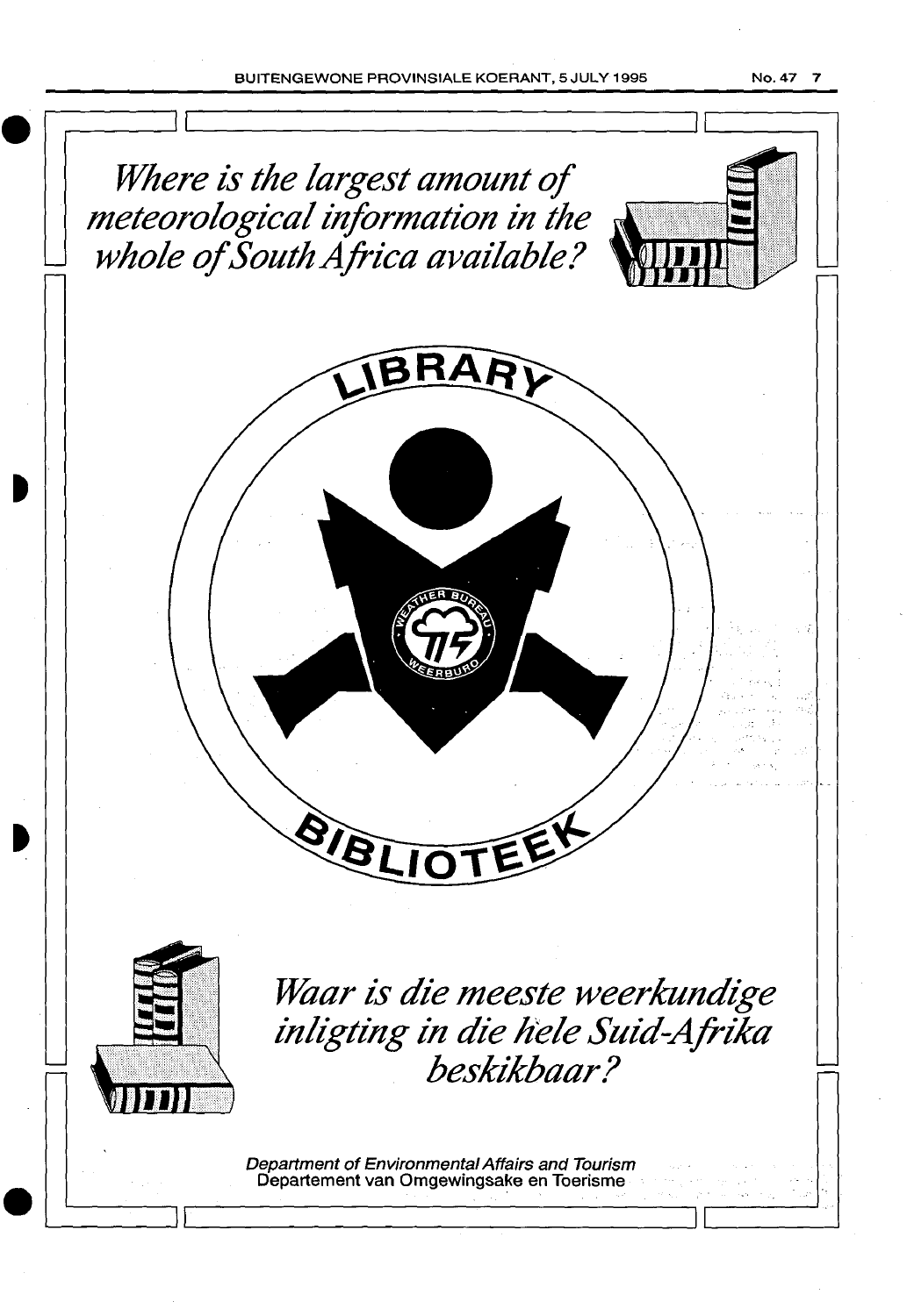*Where is the largest amount of meteorological information in the whole of South Africa available?*

LIBRARY

WEATHER BUREAU

WEERBURO

BIBLIOTEEK

*Waar is die meeste weerkundige inligting in die hele Suid-Afrika beskikbaar?*

*Department of Environmental Affairs and Tourism*
Departement van Omgewingsake en Toerisme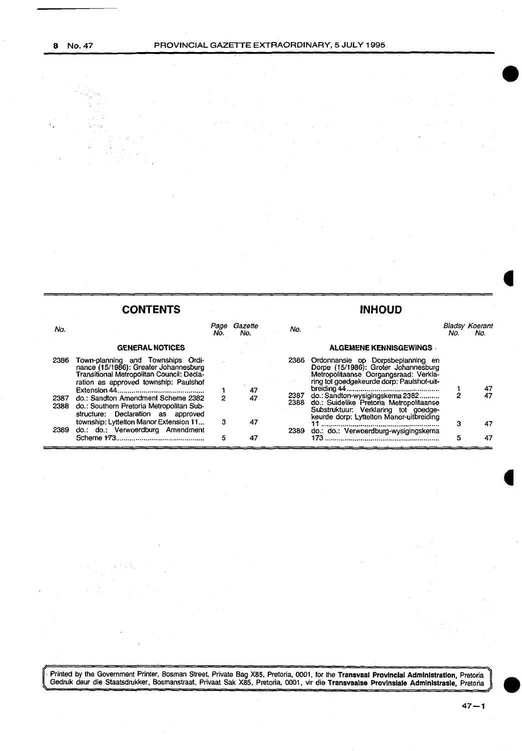## CONTENTS

| No. | | Page No. | Gazette No. |
|---|---|---|---|
| | **GENERAL NOTICES** | | |
| 2386 | Town-planning and Townships Ordinance (15/1986): Greater Johannesburg Transitional Metropolitan Council: Declaration as approved township: Paulshof Extension 44 | 1 | 47 |
| 2387 | do.: Sandton Amendment Scheme 2382 | 2 | 47 |
| 2388 | do.: Southern Pretoria Metropolitan Substructure: Declaration as approved township: Lyttelton Manor Extension 11 | 3 | 47 |
| 2389 | do.: do.: Verwoerdburg Amendment Scheme 173 | 5 | 47 |

## INHOUD

| No. | | Bladsy No. | Koerant No. |
|---|---|---|---|
| | **ALGEMENE KENNISGEWINGS** | | |
| 2386 | Ordonnansie op Dorpsbeplanning en Dorpe (15/1986): Groter Johannesburg Metropolitaanse Oorgangsraad: Verklaring tot goedgekeurde dorp: Paulshof-uitbreiding 44 | 1 | 47 |
| 2387 | do.: Sandton-wysigingskema 2382 | 2 | 47 |
| 2388 | do.: Suidelike Pretoria Metropolitaanse Substruktuur: Verklaring tot goedgekeurde dorp: Lyttelton Manor-uitbreiding 11 | 3 | 47 |
| 2389 | do.: do.: Verwoerdburg-wysigingskema 173 | 5 | 47 |

Printed by the Government Printer, Bosman Street, Private Bag X85, Pretoria, 0001, for the **Transvaal Provincial Administration**, Pretoria
Gedruk deur die Staatsdrukker, Bosmanstraat, Privaat Sak X85, Pretoria, 0001, vir die **Transvaalse Provinsiale Administrasie**, Pretoria

47—1